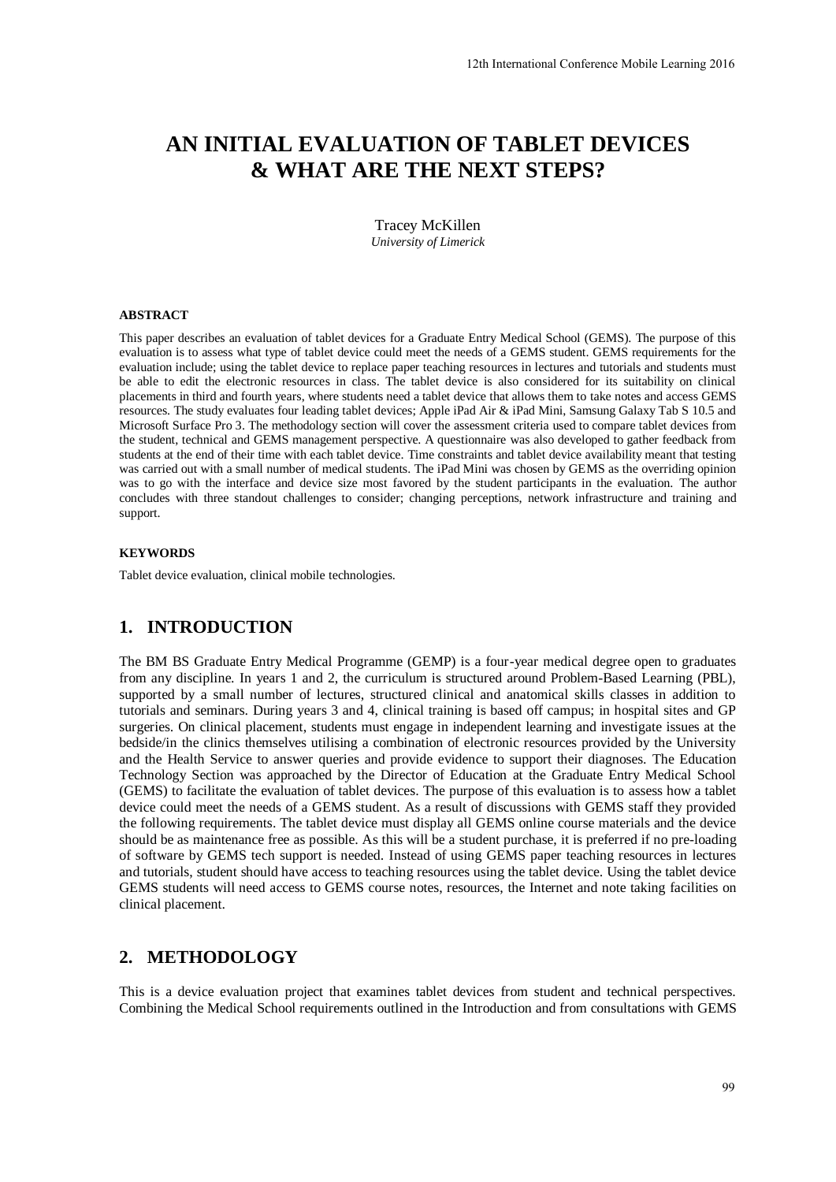# AN INITIAL EVALUATION OF TABLET DEVICES & WHAT ARE THE NEXT STEPS?

Tracey McKillen
*University of Limerick*

#### ABSTRACT

This paper describes an evaluation of tablet devices for a Graduate Entry Medical School (GEMS). The purpose of this evaluation is to assess what type of tablet device could meet the needs of a GEMS student. GEMS requirements for the evaluation include; using the tablet device to replace paper teaching resources in lectures and tutorials and students must be able to edit the electronic resources in class. The tablet device is also considered for its suitability on clinical placements in third and fourth years, where students need a tablet device that allows them to take notes and access GEMS resources. The study evaluates four leading tablet devices; Apple iPad Air & iPad Mini, Samsung Galaxy Tab S 10.5 and Microsoft Surface Pro 3. The methodology section will cover the assessment criteria used to compare tablet devices from the student, technical and GEMS management perspective. A questionnaire was also developed to gather feedback from students at the end of their time with each tablet device. Time constraints and tablet device availability meant that testing was carried out with a small number of medical students. The iPad Mini was chosen by GEMS as the overriding opinion was to go with the interface and device size most favored by the student participants in the evaluation. The author concludes with three standout challenges to consider; changing perceptions, network infrastructure and training and support.

#### KEYWORDS

Tablet device evaluation, clinical mobile technologies.

## 1. INTRODUCTION

The BM BS Graduate Entry Medical Programme (GEMP) is a four-year medical degree open to graduates from any discipline. In years 1 and 2, the curriculum is structured around Problem-Based Learning (PBL), supported by a small number of lectures, structured clinical and anatomical skills classes in addition to tutorials and seminars. During years 3 and 4, clinical training is based off campus; in hospital sites and GP surgeries. On clinical placement, students must engage in independent learning and investigate issues at the bedside/in the clinics themselves utilising a combination of electronic resources provided by the University and the Health Service to answer queries and provide evidence to support their diagnoses. The Education Technology Section was approached by the Director of Education at the Graduate Entry Medical School (GEMS) to facilitate the evaluation of tablet devices. The purpose of this evaluation is to assess how a tablet device could meet the needs of a GEMS student. As a result of discussions with GEMS staff they provided the following requirements. The tablet device must display all GEMS online course materials and the device should be as maintenance free as possible. As this will be a student purchase, it is preferred if no pre-loading of software by GEMS tech support is needed. Instead of using GEMS paper teaching resources in lectures and tutorials, student should have access to teaching resources using the tablet device. Using the tablet device GEMS students will need access to GEMS course notes, resources, the Internet and note taking facilities on clinical placement.

## 2. METHODOLOGY

This is a device evaluation project that examines tablet devices from student and technical perspectives. Combining the Medical School requirements outlined in the Introduction and from consultations with GEMS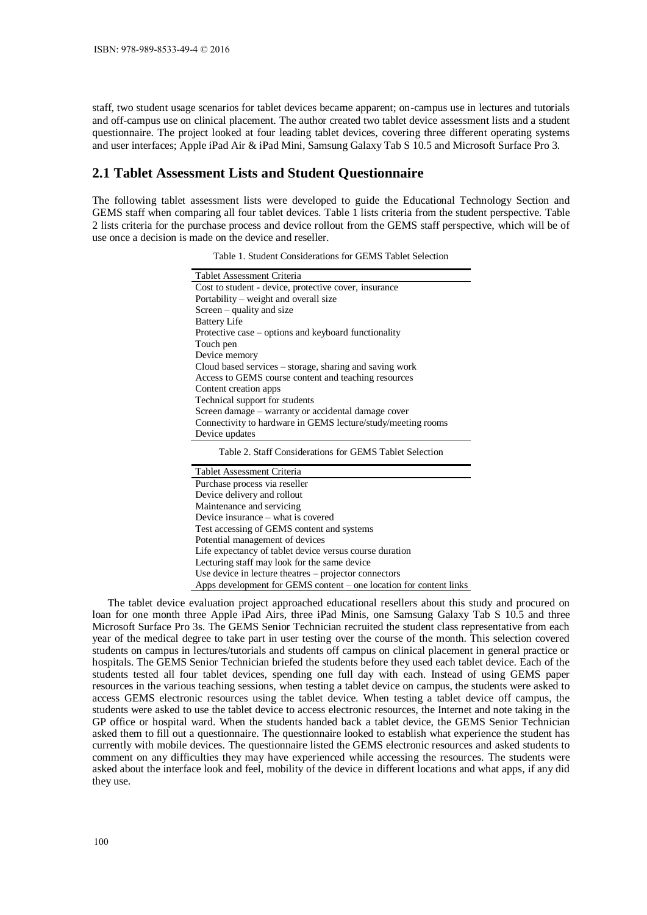staff, two student usage scenarios for tablet devices became apparent; on-campus use in lectures and tutorials and off-campus use on clinical placement. The author created two tablet device assessment lists and a student questionnaire. The project looked at four leading tablet devices, covering three different operating systems and user interfaces; Apple iPad Air & iPad Mini, Samsung Galaxy Tab S 10.5 and Microsoft Surface Pro 3.

## 2.1 Tablet Assessment Lists and Student Questionnaire

The following tablet assessment lists were developed to guide the Educational Technology Section and GEMS staff when comparing all four tablet devices. Table 1 lists criteria from the student perspective. Table 2 lists criteria for the purchase process and device rollout from the GEMS staff perspective, which will be of use once a decision is made on the device and reseller.

Table 1. Student Considerations for GEMS Tablet Selection

| Tablet Assessment Criteria |
|---|
| Cost to student - device, protective cover, insurance |
| Portability – weight and overall size |
| Screen – quality and size |
| Battery Life |
| Protective case – options and keyboard functionality |
| Touch pen |
| Device memory |
| Cloud based services – storage, sharing and saving work |
| Access to GEMS course content and teaching resources |
| Content creation apps |
| Technical support for students |
| Screen damage – warranty or accidental damage cover |
| Connectivity to hardware in GEMS lecture/study/meeting rooms |
| Device updates |

Table 2. Staff Considerations for GEMS Tablet Selection

| Tablet Assessment Criteria |
|---|
| Purchase process via reseller |
| Device delivery and rollout |
| Maintenance and servicing |
| Device insurance – what is covered |
| Test accessing of GEMS content and systems |
| Potential management of devices |
| Life expectancy of tablet device versus course duration |
| Lecturing staff may look for the same device |
| Use device in lecture theatres – projector connectors |
| Apps development for GEMS content – one location for content links |

The tablet device evaluation project approached educational resellers about this study and procured on loan for one month three Apple iPad Airs, three iPad Minis, one Samsung Galaxy Tab S 10.5 and three Microsoft Surface Pro 3s. The GEMS Senior Technician recruited the student class representative from each year of the medical degree to take part in user testing over the course of the month. This selection covered students on campus in lectures/tutorials and students off campus on clinical placement in general practice or hospitals. The GEMS Senior Technician briefed the students before they used each tablet device. Each of the students tested all four tablet devices, spending one full day with each. Instead of using GEMS paper resources in the various teaching sessions, when testing a tablet device on campus, the students were asked to access GEMS electronic resources using the tablet device. When testing a tablet device off campus, the students were asked to use the tablet device to access electronic resources, the Internet and note taking in the GP office or hospital ward. When the students handed back a tablet device, the GEMS Senior Technician asked them to fill out a questionnaire. The questionnaire looked to establish what experience the student has currently with mobile devices. The questionnaire listed the GEMS electronic resources and asked students to comment on any difficulties they may have experienced while accessing the resources. The students were asked about the interface look and feel, mobility of the device in different locations and what apps, if any did they use.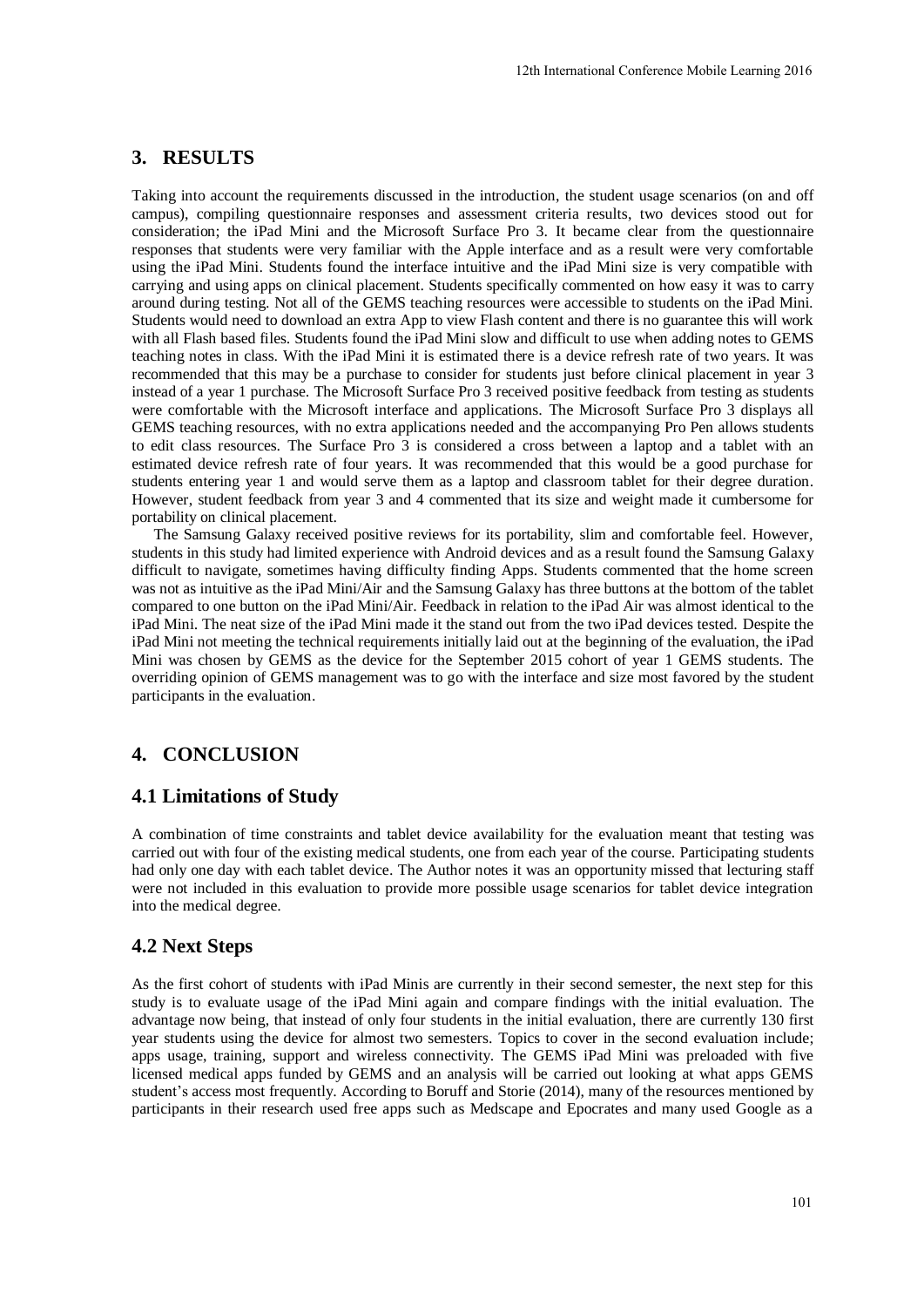## 3. RESULTS

Taking into account the requirements discussed in the introduction, the student usage scenarios (on and off campus), compiling questionnaire responses and assessment criteria results, two devices stood out for consideration; the iPad Mini and the Microsoft Surface Pro 3. It became clear from the questionnaire responses that students were very familiar with the Apple interface and as a result were very comfortable using the iPad Mini. Students found the interface intuitive and the iPad Mini size is very compatible with carrying and using apps on clinical placement. Students specifically commented on how easy it was to carry around during testing. Not all of the GEMS teaching resources were accessible to students on the iPad Mini. Students would need to download an extra App to view Flash content and there is no guarantee this will work with all Flash based files. Students found the iPad Mini slow and difficult to use when adding notes to GEMS teaching notes in class. With the iPad Mini it is estimated there is a device refresh rate of two years. It was recommended that this may be a purchase to consider for students just before clinical placement in year 3 instead of a year 1 purchase. The Microsoft Surface Pro 3 received positive feedback from testing as students were comfortable with the Microsoft interface and applications. The Microsoft Surface Pro 3 displays all GEMS teaching resources, with no extra applications needed and the accompanying Pro Pen allows students to edit class resources. The Surface Pro 3 is considered a cross between a laptop and a tablet with an estimated device refresh rate of four years. It was recommended that this would be a good purchase for students entering year 1 and would serve them as a laptop and classroom tablet for their degree duration. However, student feedback from year 3 and 4 commented that its size and weight made it cumbersome for portability on clinical placement.

The Samsung Galaxy received positive reviews for its portability, slim and comfortable feel. However, students in this study had limited experience with Android devices and as a result found the Samsung Galaxy difficult to navigate, sometimes having difficulty finding Apps. Students commented that the home screen was not as intuitive as the iPad Mini/Air and the Samsung Galaxy has three buttons at the bottom of the tablet compared to one button on the iPad Mini/Air. Feedback in relation to the iPad Air was almost identical to the iPad Mini. The neat size of the iPad Mini made it the stand out from the two iPad devices tested. Despite the iPad Mini not meeting the technical requirements initially laid out at the beginning of the evaluation, the iPad Mini was chosen by GEMS as the device for the September 2015 cohort of year 1 GEMS students. The overriding opinion of GEMS management was to go with the interface and size most favored by the student participants in the evaluation.

## 4. CONCLUSION

### 4.1 Limitations of Study

A combination of time constraints and tablet device availability for the evaluation meant that testing was carried out with four of the existing medical students, one from each year of the course. Participating students had only one day with each tablet device. The Author notes it was an opportunity missed that lecturing staff were not included in this evaluation to provide more possible usage scenarios for tablet device integration into the medical degree.

### 4.2 Next Steps

As the first cohort of students with iPad Minis are currently in their second semester, the next step for this study is to evaluate usage of the iPad Mini again and compare findings with the initial evaluation. The advantage now being, that instead of only four students in the initial evaluation, there are currently 130 first year students using the device for almost two semesters. Topics to cover in the second evaluation include; apps usage, training, support and wireless connectivity. The GEMS iPad Mini was preloaded with five licensed medical apps funded by GEMS and an analysis will be carried out looking at what apps GEMS student's access most frequently. According to Boruff and Storie (2014), many of the resources mentioned by participants in their research used free apps such as Medscape and Epocrates and many used Google as a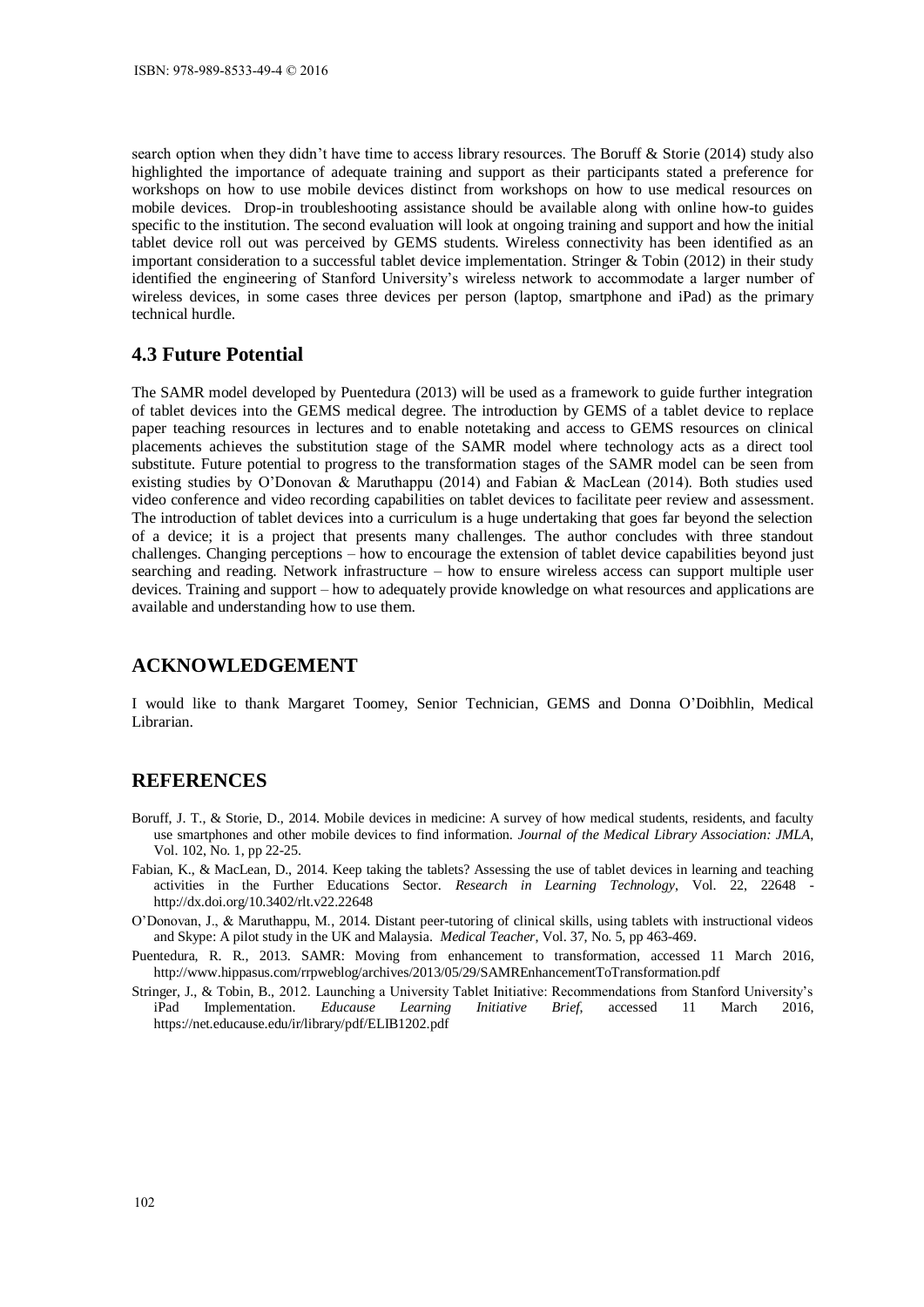search option when they didn't have time to access library resources. The Boruff & Storie (2014) study also highlighted the importance of adequate training and support as their participants stated a preference for workshops on how to use mobile devices distinct from workshops on how to use medical resources on mobile devices. Drop-in troubleshooting assistance should be available along with online how-to guides specific to the institution. The second evaluation will look at ongoing training and support and how the initial tablet device roll out was perceived by GEMS students. Wireless connectivity has been identified as an important consideration to a successful tablet device implementation. Stringer & Tobin (2012) in their study identified the engineering of Stanford University's wireless network to accommodate a larger number of wireless devices, in some cases three devices per person (laptop, smartphone and iPad) as the primary technical hurdle.

## 4.3 Future Potential

The SAMR model developed by Puentedura (2013) will be used as a framework to guide further integration of tablet devices into the GEMS medical degree. The introduction by GEMS of a tablet device to replace paper teaching resources in lectures and to enable notetaking and access to GEMS resources on clinical placements achieves the substitution stage of the SAMR model where technology acts as a direct tool substitute. Future potential to progress to the transformation stages of the SAMR model can be seen from existing studies by O'Donovan & Maruthappu (2014) and Fabian & MacLean (2014). Both studies used video conference and video recording capabilities on tablet devices to facilitate peer review and assessment. The introduction of tablet devices into a curriculum is a huge undertaking that goes far beyond the selection of a device; it is a project that presents many challenges. The author concludes with three standout challenges. Changing perceptions – how to encourage the extension of tablet device capabilities beyond just searching and reading. Network infrastructure – how to ensure wireless access can support multiple user devices. Training and support – how to adequately provide knowledge on what resources and applications are available and understanding how to use them.

# ACKNOWLEDGEMENT

I would like to thank Margaret Toomey, Senior Technician, GEMS and Donna O'Doibhlin, Medical Librarian.

# REFERENCES

Boruff, J. T., & Storie, D., 2014. Mobile devices in medicine: A survey of how medical students, residents, and faculty use smartphones and other mobile devices to find information. *Journal of the Medical Library Association: JMLA*, Vol. 102, No. 1, pp 22-25.

Fabian, K., & MacLean, D., 2014. Keep taking the tablets? Assessing the use of tablet devices in learning and teaching activities in the Further Educations Sector. *Research in Learning Technology*, Vol. 22, 22648 - http://dx.doi.org/10.3402/rlt.v22.22648

O'Donovan, J., & Maruthappu, M., 2014. Distant peer-tutoring of clinical skills, using tablets with instructional videos and Skype: A pilot study in the UK and Malaysia. *Medical Teacher*, Vol. 37, No. 5, pp 463-469.

Puentedura, R. R., 2013. SAMR: Moving from enhancement to transformation, accessed 11 March 2016, http://www.hippasus.com/rrpweblog/archives/2013/05/29/SAMREnhancementToTransformation.pdf

Stringer, J., & Tobin, B., 2012. Launching a University Tablet Initiative: Recommendations from Stanford University's iPad Implementation. *Educause Learning Initiative Brief*, accessed 11 March 2016, https://net.educause.edu/ir/library/pdf/ELIB1202.pdf